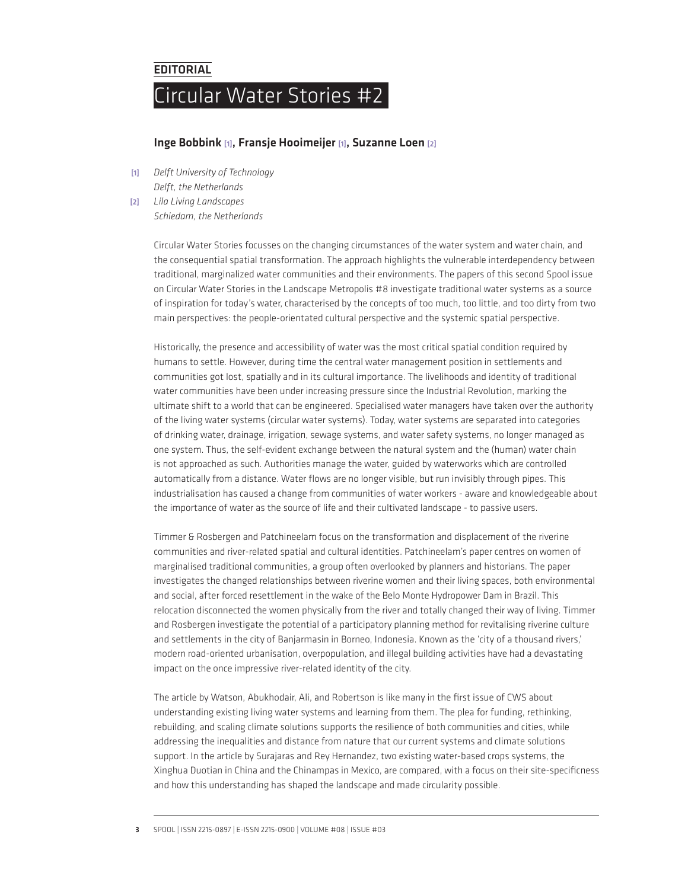EDITORIAL

# Circular Water Stories #2

**Inge Bobbink** [1], **Fransje Hooimeijer** [1], **Suzanne Loen** [2]

[1] *Delft University of Technology*
*Delft, the Netherlands*

[2] *Lila Living Landscapes*
*Schiedam, the Netherlands*

Circular Water Stories focusses on the changing circumstances of the water system and water chain, and the consequential spatial transformation. The approach highlights the vulnerable interdependency between traditional, marginalized water communities and their environments. The papers of this second Spool issue on Circular Water Stories in the Landscape Metropolis #8 investigate traditional water systems as a source of inspiration for today's water, characterised by the concepts of too much, too little, and too dirty from two main perspectives: the people-orientated cultural perspective and the systemic spatial perspective.

Historically, the presence and accessibility of water was the most critical spatial condition required by humans to settle. However, during time the central water management position in settlements and communities got lost, spatially and in its cultural importance. The livelihoods and identity of traditional water communities have been under increasing pressure since the Industrial Revolution, marking the ultimate shift to a world that can be engineered. Specialised water managers have taken over the authority of the living water systems (circular water systems). Today, water systems are separated into categories of drinking water, drainage, irrigation, sewage systems, and water safety systems, no longer managed as one system. Thus, the self-evident exchange between the natural system and the (human) water chain is not approached as such. Authorities manage the water, guided by waterworks which are controlled automatically from a distance. Water flows are no longer visible, but run invisibly through pipes. This industrialisation has caused a change from communities of water workers - aware and knowledgeable about the importance of water as the source of life and their cultivated landscape - to passive users.

Timmer & Rosbergen and Patchineelam focus on the transformation and displacement of the riverine communities and river-related spatial and cultural identities. Patchineelam's paper centres on women of marginalised traditional communities, a group often overlooked by planners and historians. The paper investigates the changed relationships between riverine women and their living spaces, both environmental and social, after forced resettlement in the wake of the Belo Monte Hydropower Dam in Brazil. This relocation disconnected the women physically from the river and totally changed their way of living. Timmer and Rosbergen investigate the potential of a participatory planning method for revitalising riverine culture and settlements in the city of Banjarmasin in Borneo, Indonesia. Known as the 'city of a thousand rivers,' modern road-oriented urbanisation, overpopulation, and illegal building activities have had a devastating impact on the once impressive river-related identity of the city.

The article by Watson, Abukhodair, Ali, and Robertson is like many in the first issue of CWS about understanding existing living water systems and learning from them. The plea for funding, rethinking, rebuilding, and scaling climate solutions supports the resilience of both communities and cities, while addressing the inequalities and distance from nature that our current systems and climate solutions support. In the article by Surajaras and Rey Hernandez, two existing water-based crops systems, the Xinghua Duotian in China and the Chinampas in Mexico, are compared, with a focus on their site-specificness and how this understanding has shaped the landscape and made circularity possible.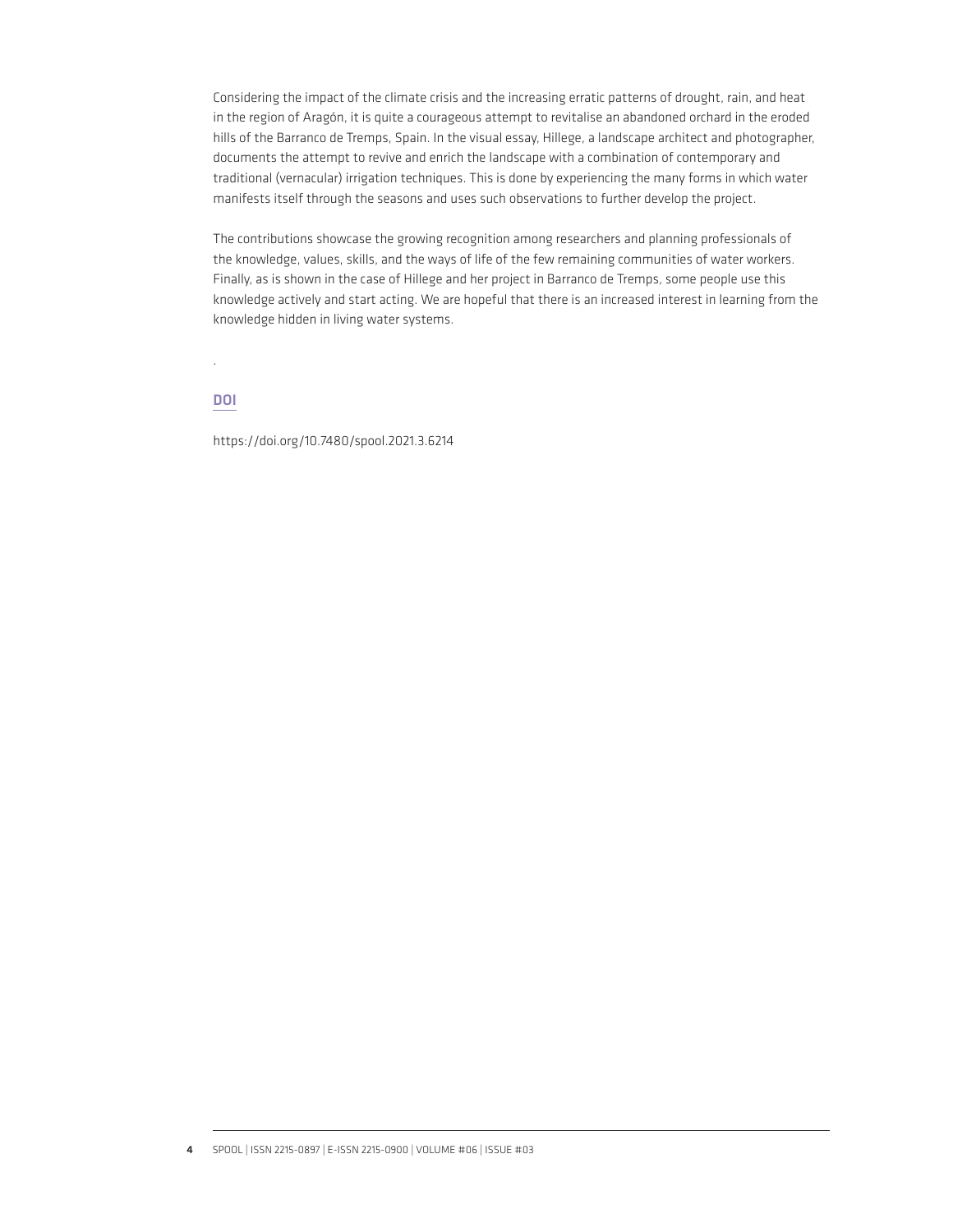Considering the impact of the climate crisis and the increasing erratic patterns of drought, rain, and heat in the region of Aragón, it is quite a courageous attempt to revitalise an abandoned orchard in the eroded hills of the Barranco de Tremps, Spain. In the visual essay, Hillege, a landscape architect and photographer, documents the attempt to revive and enrich the landscape with a combination of contemporary and traditional (vernacular) irrigation techniques. This is done by experiencing the many forms in which water manifests itself through the seasons and uses such observations to further develop the project.

The contributions showcase the growing recognition among researchers and planning professionals of the knowledge, values, skills, and the ways of life of the few remaining communities of water workers. Finally, as is shown in the case of Hillege and her project in Barranco de Tremps, some people use this knowledge actively and start acting. We are hopeful that there is an increased interest in learning from the knowledge hidden in living water systems.

.

## DOI

https://doi.org/10.7480/spool.2021.3.6214